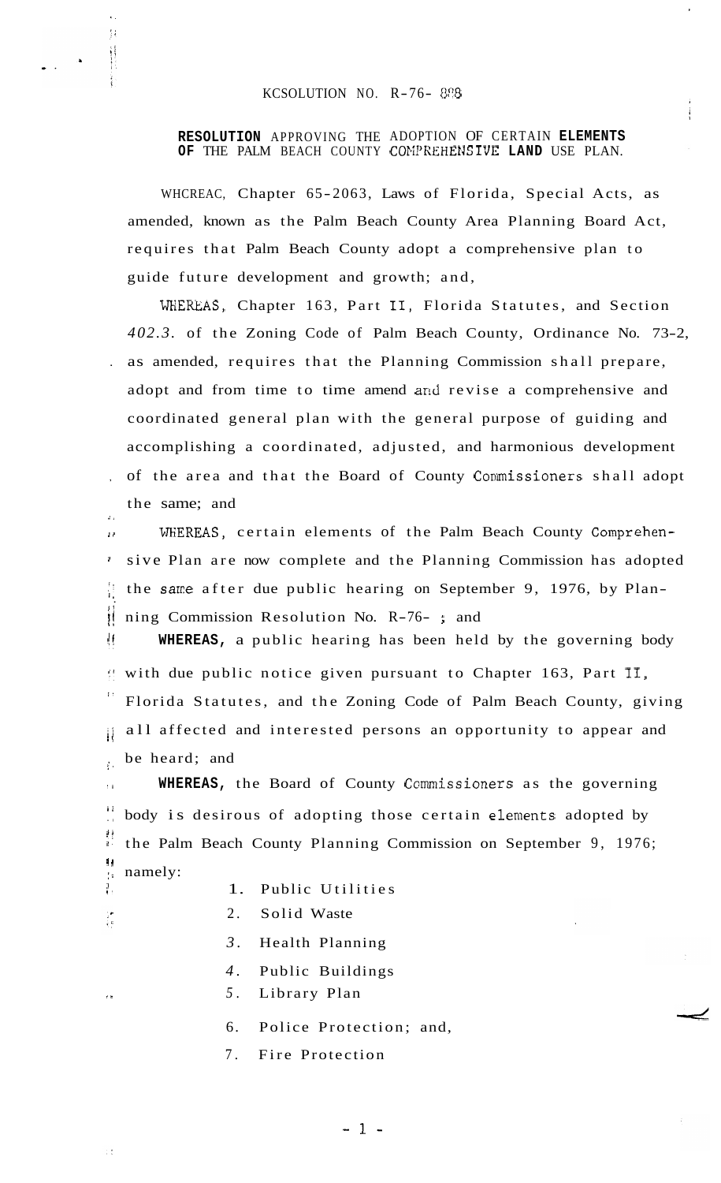KCSOLUTION NO. R-76- 898

**RESOLUTION** APPROVING THE ADOPTION OF CERTAIN **ELEMENTS OF** THE PALM BEACH COUNTY COMPREHENSIVE **LAND** USE PLAN.

WHCREAC, Chapter 65-2063, Laws of Florida, Special Acts, as amended, known as the Palm Beach County Area Planning Board Act, requires that Palm Beach County adopt a comprehensive plan to guide future development and growth; and,

WHEREAS, Chapter 163, Part II, Florida Statutes, and Section *402.3.* of the Zoning Code of Palm Beach County, Ordinance No. 73-2, as amended, requires that the Planning Commission shall prepare, adopt and from time to time amend and revise a comprehensive and coordinated general plan with the general purpose of guiding and accomplishing a coordinated, adjusted, and harmonious development of the area and that the Board of County Commissioners shall adopt the same; and

WHEREAS, certain elements of the Palm Beach County Comprehensive Plan are now complete and the Planning Commission has adopted the same after due public hearing on September 9, 1976, by Planning Commission Resolution No. R-76- ; and

**WHEREAS,** a public hearing has been held by the governing body with due public notice given pursuant to Chapter 163, Part II, Florida Statutes, and the Zoning Code of Palm Beach County, giving all affected and interested persons an opportunity to appear and be heard; and

**WHEREAS,** the Board of County Commissioners as the governing body is desirous of adopting those certain elements adopted by the Palm Beach County Planning Commission on September 9, 1976; namely:

1. Public Utilities
2. Solid Waste
3. Health Planning
4. Public Buildings
5. Library Plan
6. Police Protection; and,
7. Fire Protection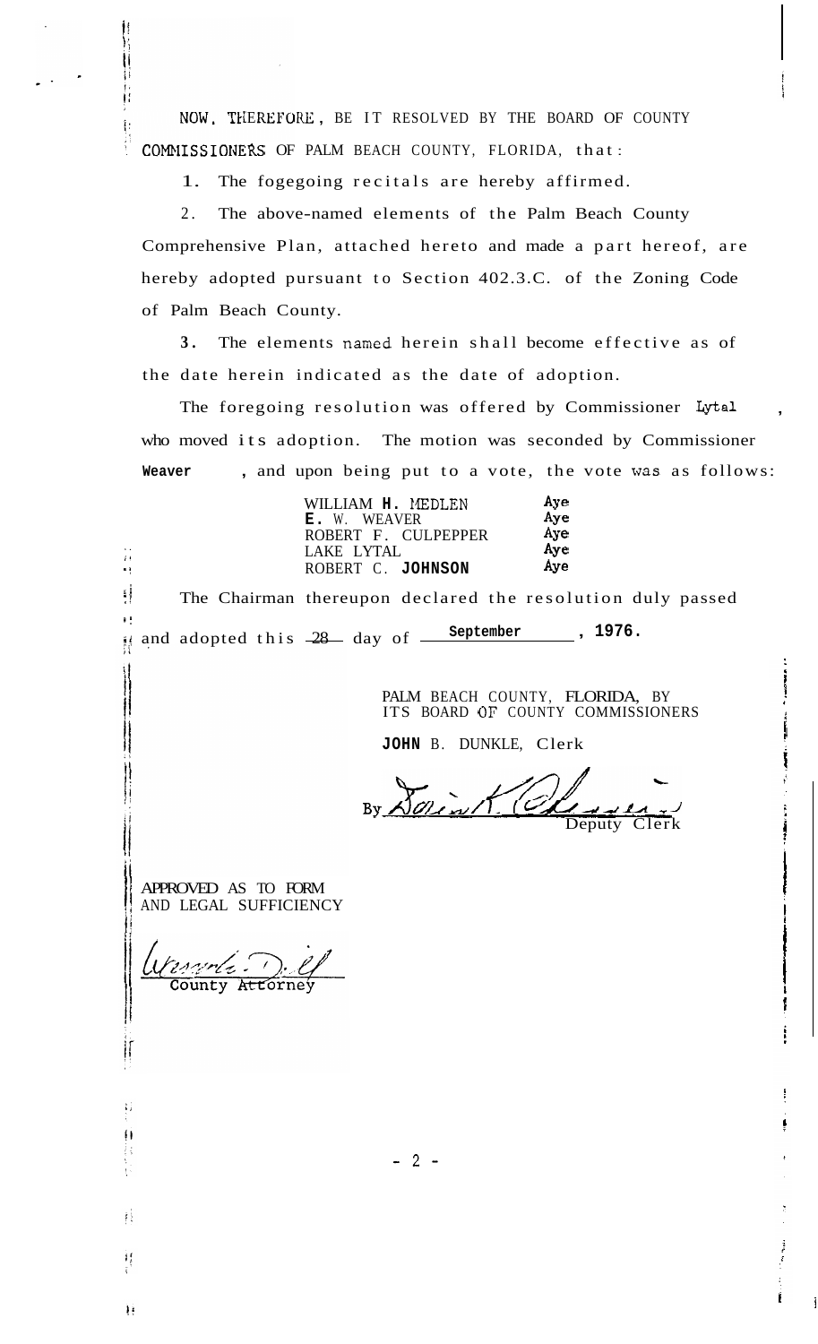NOW, THEREFORE, BE IT RESOLVED BY THE BOARD OF COUNTY COMMISSIONERS OF PALM BEACH COUNTY, FLORIDA, that:

1. The fogegoing recitals are hereby affirmed.

2. The above-named elements of the Palm Beach County Comprehensive Plan, attached hereto and made a part hereof, are hereby adopted pursuant to Section 402.3.C. of the Zoning Code of Palm Beach County.

3. The elements named herein shall become effective as of the date herein indicated as the date of adoption.

The foregoing resolution was offered by Commissioner Lytal, who moved its adoption. The motion was seconded by Commissioner **Weaver**, and upon being put to a vote, the vote was as follows:

| | |
|---|---|
| WILLIAM H. MEDLEN | Aye |
| E. W. WEAVER | Aye |
| ROBERT F. CULPEPPER | Aye |
| LAKE LYTAL | Aye |
| ROBERT C. JOHNSON | Aye |

The Chairman thereupon declared the resolution duly passed and adopted this 28 day of **September**, **1976.**

PALM BEACH COUNTY, FLORIDA, BY
ITS BOARD OF COUNTY COMMISSIONERS

**JOHN** B. DUNKLE, Clerk

By ________________ Deputy Clerk

APPROVED AS TO FORM
AND LEGAL SUFFICIENCY

________________
County Attorney